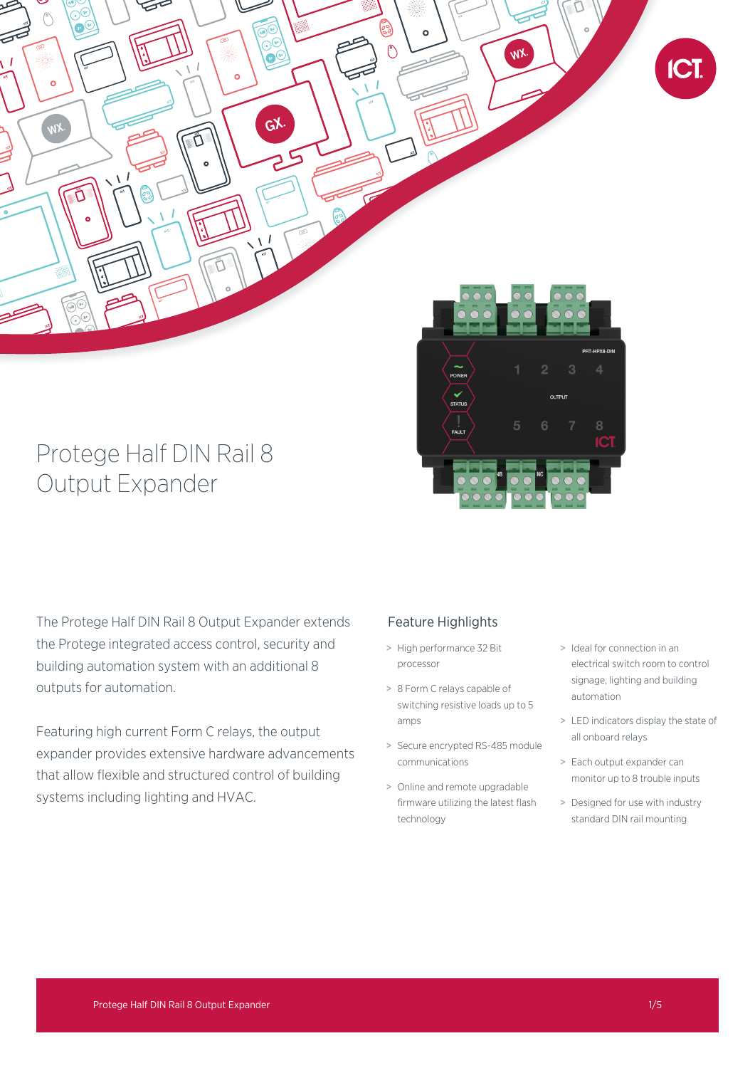# Protege Half DIN Rail 8 Output Expander

The Protege Half DIN Rail 8 Output Expander extends the Protege integrated access control, security and building automation system with an additional 8 outputs for automation.

Featuring high current Form C relays, the output expander provides extensive hardware advancements that allow flexible and structured control of building systems including lighting and HVAC.

## Feature Highlights

- High performance 32 Bit processor
- 8 Form C relays capable of switching resistive loads up to 5 amps
- Secure encrypted RS-485 module communications
- Online and remote upgradable firmware utilizing the latest flash technology
- Ideal for connection in an electrical switch room to control signage, lighting and building automation
- LED indicators display the state of all onboard relays
- Each output expander can monitor up to 8 trouble inputs
- Designed for use with industry standard DIN rail mounting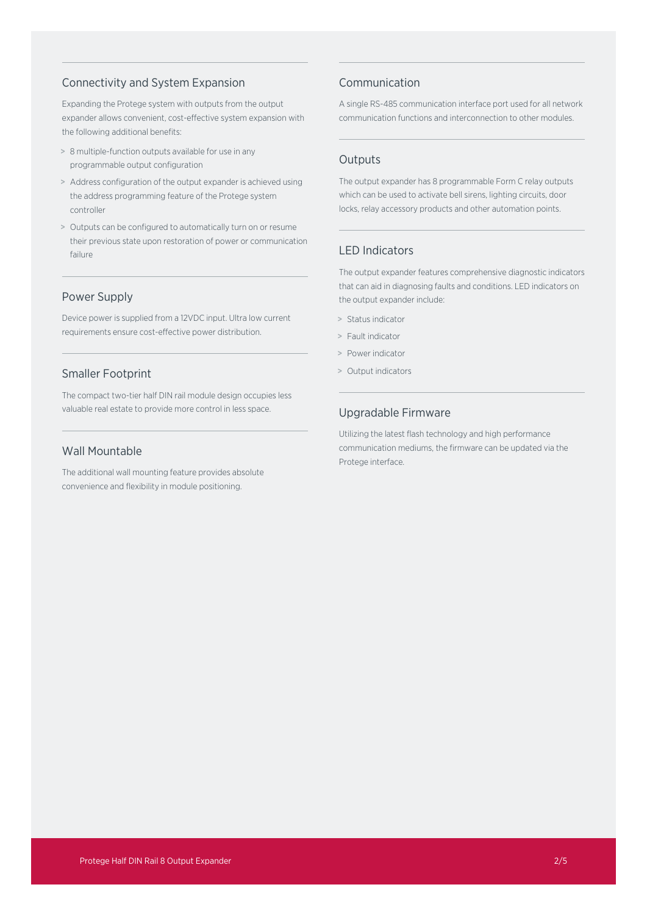## Connectivity and System Expansion

Expanding the Protege system with outputs from the output expander allows convenient, cost-effective system expansion with the following additional benefits:

- 8 multiple-function outputs available for use in any programmable output configuration
- Address configuration of the output expander is achieved using the address programming feature of the Protege system controller
- Outputs can be configured to automatically turn on or resume their previous state upon restoration of power or communication failure

## Power Supply

Device power is supplied from a 12VDC input. Ultra low current requirements ensure cost-effective power distribution.

## Smaller Footprint

The compact two-tier half DIN rail module design occupies less valuable real estate to provide more control in less space.

## Wall Mountable

The additional wall mounting feature provides absolute convenience and flexibility in module positioning.

## Communication

A single RS-485 communication interface port used for all network communication functions and interconnection to other modules.

## Outputs

The output expander has 8 programmable Form C relay outputs which can be used to activate bell sirens, lighting circuits, door locks, relay accessory products and other automation points.

## LED Indicators

The output expander features comprehensive diagnostic indicators that can aid in diagnosing faults and conditions. LED indicators on the output expander include:

- Status indicator
- Fault indicator
- Power indicator
- Output indicators

## Upgradable Firmware

Utilizing the latest flash technology and high performance communication mediums, the firmware can be updated via the Protege interface.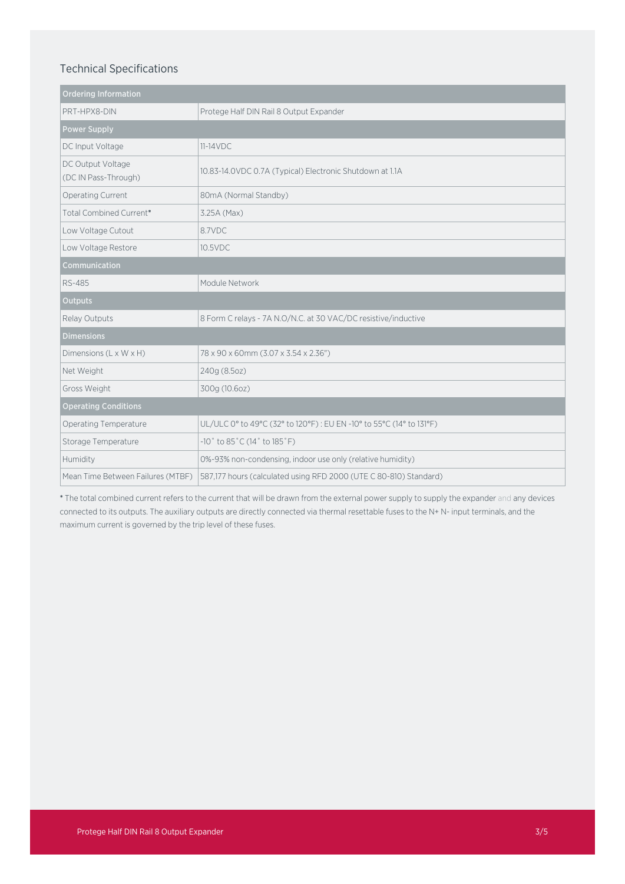## Technical Specifications

| Ordering Information | |
|---|---|
| PRT-HPX8-DIN | Protege Half DIN Rail 8 Output Expander |
| **Power Supply** | |
| DC Input Voltage | 11-14VDC |
| DC Output Voltage (DC IN Pass-Through) | 10.83-14.0VDC 0.7A (Typical) Electronic Shutdown at 1.1A |
| Operating Current | 80mA (Normal Standby) |
| Total Combined Current* | 3.25A (Max) |
| Low Voltage Cutout | 8.7VDC |
| Low Voltage Restore | 10.5VDC |
| **Communication** | |
| RS-485 | Module Network |
| **Outputs** | |
| Relay Outputs | 8 Form C relays - 7A N.O/N.C. at 30 VAC/DC resistive/inductive |
| **Dimensions** | |
| Dimensions (L x W x H) | 78 x 90 x 60mm (3.07 x 3.54 x 2.36") |
| Net Weight | 240g (8.5oz) |
| Gross Weight | 300g (10.6oz) |
| **Operating Conditions** | |
| Operating Temperature | UL/ULC 0° to 49°C (32° to 120°F) : EU EN -10° to 55°C (14° to 131°F) |
| Storage Temperature | -10˚ to 85˚C (14˚ to 185˚F) |
| Humidity | 0%-93% non-condensing, indoor use only (relative humidity) |
| Mean Time Between Failures (MTBF) | 587,177 hours (calculated using RFD 2000 (UTE C 80-810) Standard) |

\* The total combined current refers to the current that will be drawn from the external power supply to supply the expander and any devices connected to its outputs. The auxiliary outputs are directly connected via thermal resettable fuses to the N+ N- input terminals, and the maximum current is governed by the trip level of these fuses.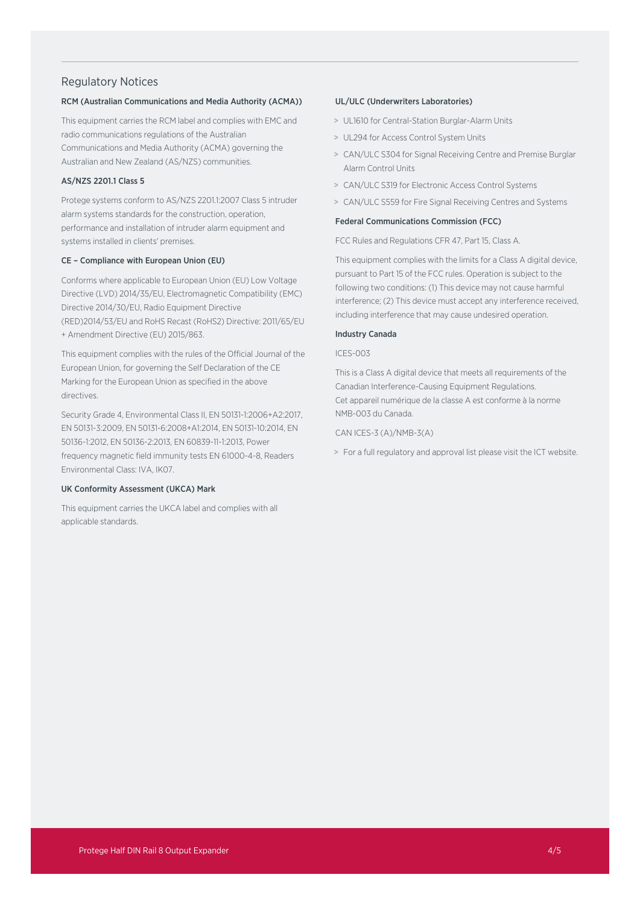## Regulatory Notices

### RCM (Australian Communications and Media Authority (ACMA))

This equipment carries the RCM label and complies with EMC and radio communications regulations of the Australian Communications and Media Authority (ACMA) governing the Australian and New Zealand (AS/NZS) communities.

### AS/NZS 2201.1 Class 5

Protege systems conform to AS/NZS 2201.1:2007 Class 5 intruder alarm systems standards for the construction, operation, performance and installation of intruder alarm equipment and systems installed in clients' premises.

### CE – Compliance with European Union (EU)

Conforms where applicable to European Union (EU) Low Voltage Directive (LVD) 2014/35/EU, Electromagnetic Compatibility (EMC) Directive 2014/30/EU, Radio Equipment Directive (RED)2014/53/EU and RoHS Recast (RoHS2) Directive: 2011/65/EU + Amendment Directive (EU) 2015/863.

This equipment complies with the rules of the Official Journal of the European Union, for governing the Self Declaration of the CE Marking for the European Union as specified in the above directives.

Security Grade 4, Environmental Class II, EN 50131-1:2006+A2:2017, EN 50131-3:2009, EN 50131-6:2008+A1:2014, EN 50131-10:2014, EN 50136-1:2012, EN 50136-2:2013, EN 60839-11-1:2013, Power frequency magnetic field immunity tests EN 61000-4-8, Readers Environmental Class: IVA, IK07.

### UK Conformity Assessment (UKCA) Mark

This equipment carries the UKCA label and complies with all applicable standards.

### UL/ULC (Underwriters Laboratories)

> UL1610 for Central-Station Burglar-Alarm Units

> UL294 for Access Control System Units

> CAN/ULC S304 for Signal Receiving Centre and Premise Burglar Alarm Control Units

> CAN/ULC S319 for Electronic Access Control Systems

> CAN/ULC S559 for Fire Signal Receiving Centres and Systems

### Federal Communications Commission (FCC)

FCC Rules and Regulations CFR 47, Part 15, Class A.

This equipment complies with the limits for a Class A digital device, pursuant to Part 15 of the FCC rules. Operation is subject to the following two conditions: (1) This device may not cause harmful interference; (2) This device must accept any interference received, including interference that may cause undesired operation.

### Industry Canada

ICES-003

This is a Class A digital device that meets all requirements of the Canadian Interference-Causing Equipment Regulations.
Cet appareil numérique de la classe A est conforme à la norme NMB-003 du Canada.

CAN ICES-3 (A)/NMB-3(A)

> For a full regulatory and approval list please visit the ICT website.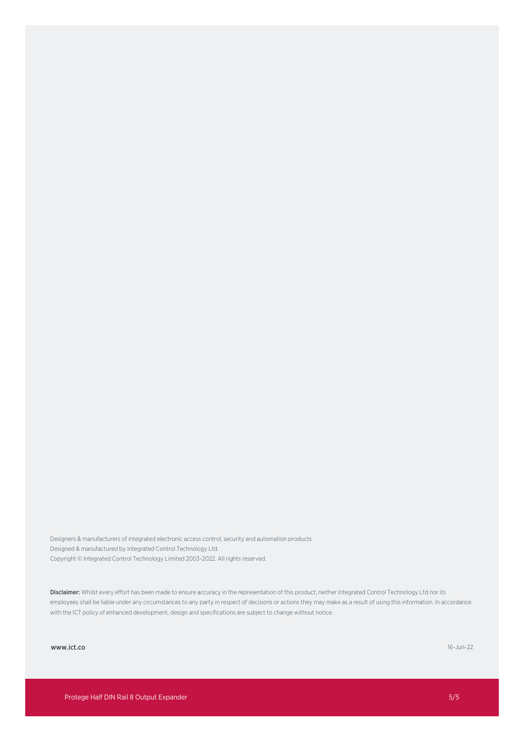Designers & manufacturers of integrated electronic access control, security and automation products.
Designed & manufactured by Integrated Control Technology Ltd.
Copyright © Integrated Control Technology Limited 2003-2022. All rights reserved.

**Disclaimer:** Whilst every effort has been made to ensure accuracy in the representation of this product, neither Integrated Control Technology Ltd nor its employees shall be liable under any circumstances to any party in respect of decisions or actions they may make as a result of using this information. In accordance with the ICT policy of enhanced development, design and specifications are subject to change without notice.

**www.ict.co**

16-Jun-22